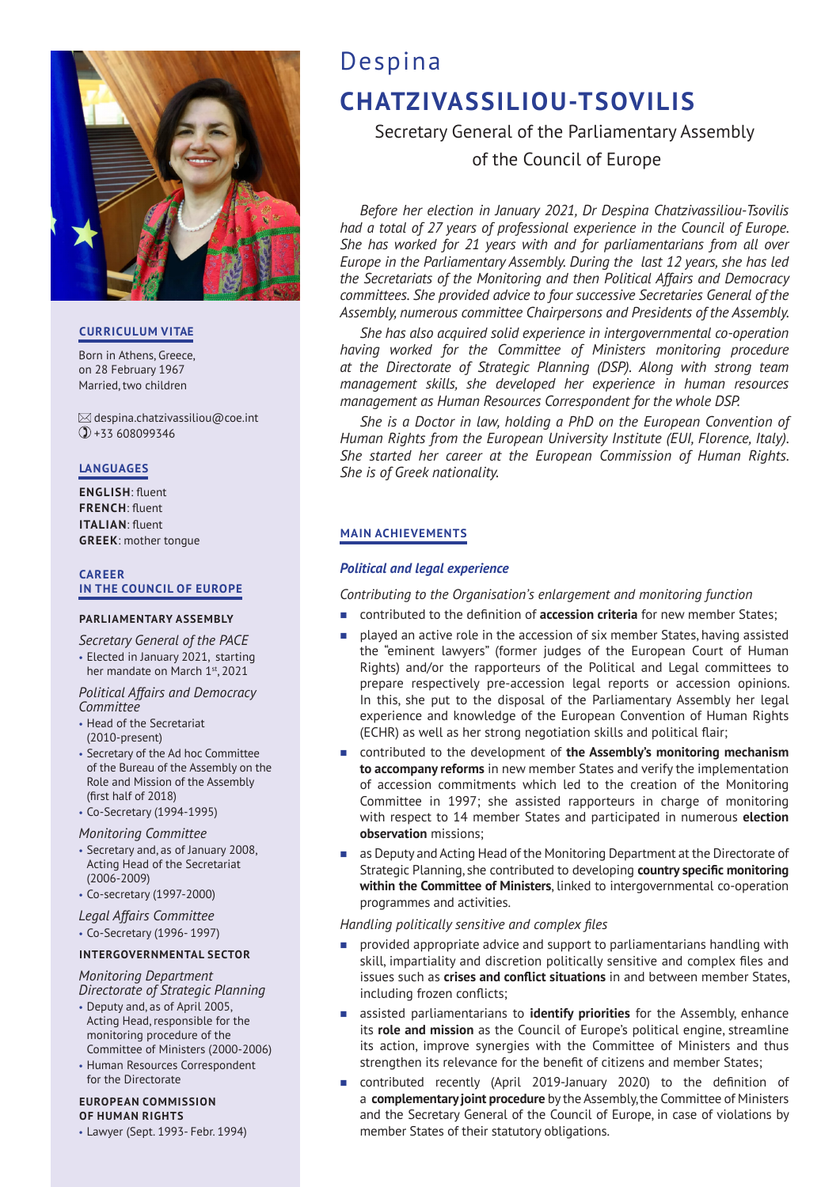# Despina
# CHATZIVASSILIOU-TSOVILIS

## Secretary General of the Parliamentary Assembly of the Council of Europe

*Before her election in January 2021, Dr Despina Chatzivassiliou-Tsovilis had a total of 27 years of professional experience in the Council of Europe. She has worked for 21 years with and for parliamentarians from all over Europe in the Parliamentary Assembly. During the last 12 years, she has led the Secretariats of the Monitoring and then Political Affairs and Democracy committees. She provided advice to four successive Secretaries General of the Assembly, numerous committee Chairpersons and Presidents of the Assembly.*

*She has also acquired solid experience in intergovernmental co-operation having worked for the Committee of Ministers monitoring procedure at the Directorate of Strategic Planning (DSP). Along with strong team management skills, she developed her experience in human resources management as Human Resources Correspondent for the whole DSP.*

*She is a Doctor in law, holding a PhD on the European Convention of Human Rights from the European University Institute (EUI, Florence, Italy). She started her career at the European Commission of Human Rights. She is of Greek nationality.*

### CURRICULUM VITAE

Born in Athens, Greece, on 28 February 1967
Married, two children

despina.chatzivassiliou@coe.int
+33 608099346

### LANGUAGES

**ENGLISH**: fluent
**FRENCH**: fluent
**ITALIAN**: fluent
**GREEK**: mother tongue

### CAREER IN THE COUNCIL OF EUROPE

#### PARLIAMENTARY ASSEMBLY

*Secretary General of the PACE*
- Elected in January 2021, starting her mandate on March 1st, 2021

*Political Affairs and Democracy Committee*
- Head of the Secretariat (2010-present)
- Secretary of the Ad hoc Committee of the Bureau of the Assembly on the Role and Mission of the Assembly (first half of 2018)
- Co-Secretary (1994-1995)

*Monitoring Committee*
- Secretary and, as of January 2008, Acting Head of the Secretariat (2006-2009)
- Co-secretary (1997-2000)

*Legal Affairs Committee*
- Co-Secretary (1996- 1997)

#### INTERGOVERNMENTAL SECTOR

*Monitoring Department Directorate of Strategic Planning*
- Deputy and, as of April 2005, Acting Head, responsible for the monitoring procedure of the Committee of Ministers (2000-2006)
- Human Resources Correspondent for the Directorate

#### EUROPEAN COMMISSION OF HUMAN RIGHTS

- Lawyer (Sept. 1993- Febr. 1994)

### MAIN ACHIEVEMENTS

#### *Political and legal experience*

*Contributing to the Organisation's enlargement and monitoring function*

- contributed to the definition of **accession criteria** for new member States;
- played an active role in the accession of six member States, having assisted the "eminent lawyers" (former judges of the European Court of Human Rights) and/or the rapporteurs of the Political and Legal committees to prepare respectively pre-accession legal reports or accession opinions. In this, she put to the disposal of the Parliamentary Assembly her legal experience and knowledge of the European Convention of Human Rights (ECHR) as well as her strong negotiation skills and political flair;
- contributed to the development of **the Assembly's monitoring mechanism to accompany reforms** in new member States and verify the implementation of accession commitments which led to the creation of the Monitoring Committee in 1997; she assisted rapporteurs in charge of monitoring with respect to 14 member States and participated in numerous **election observation** missions;
- as Deputy and Acting Head of the Monitoring Department at the Directorate of Strategic Planning, she contributed to developing **country specific monitoring within the Committee of Ministers**, linked to intergovernmental co-operation programmes and activities.

*Handling politically sensitive and complex files*

- provided appropriate advice and support to parliamentarians handling with skill, impartiality and discretion politically sensitive and complex files and issues such as **crises and conflict situations** in and between member States, including frozen conflicts;
- assisted parliamentarians to **identify priorities** for the Assembly, enhance its **role and mission** as the Council of Europe's political engine, streamline its action, improve synergies with the Committee of Ministers and thus strengthen its relevance for the benefit of citizens and member States;
- contributed recently (April 2019-January 2020) to the definition of a **complementary joint procedure** by the Assembly, the Committee of Ministers and the Secretary General of the Council of Europe, in case of violations by member States of their statutory obligations.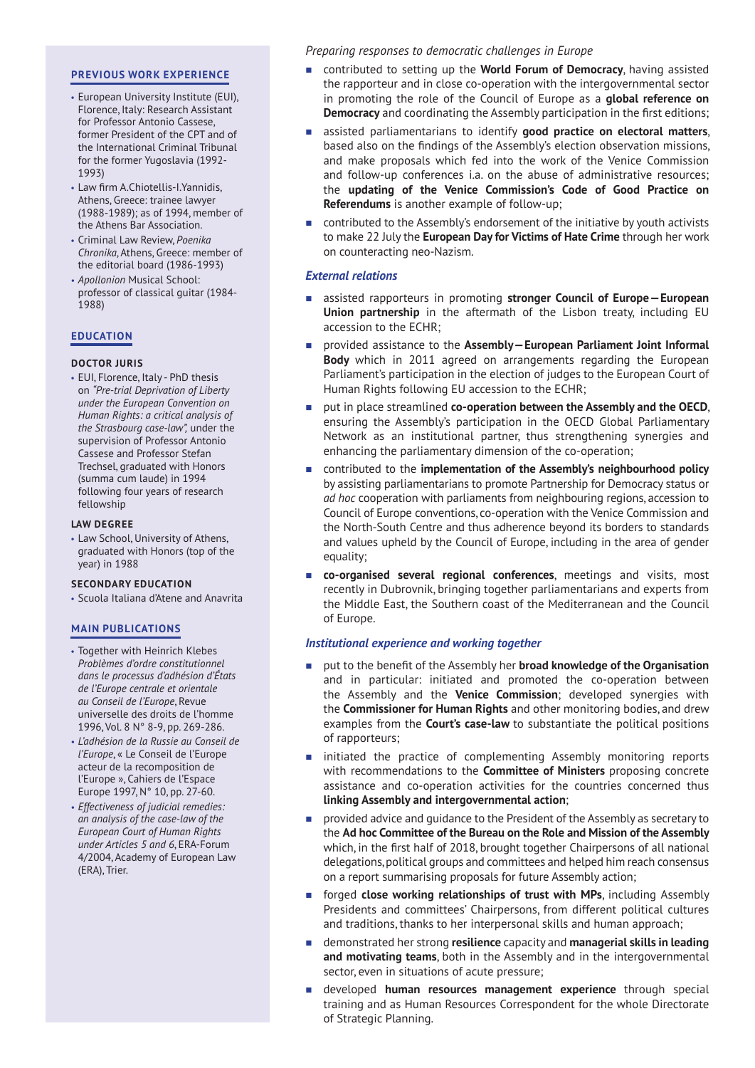## PREVIOUS WORK EXPERIENCE

- European University Institute (EUI), Florence, Italy: Research Assistant for Professor Antonio Cassese, former President of the CPT and of the International Criminal Tribunal for the former Yugoslavia (1992-1993)
- Law firm A.Chiotellis-I.Yannidis, Athens, Greece: trainee lawyer (1988-1989); as of 1994, member of the Athens Bar Association.
- Criminal Law Review, *Poenika Chronika*, Athens, Greece: member of the editorial board (1986-1993)
- *Apollonion* Musical School: professor of classical guitar (1984-1988)

## EDUCATION

### DOCTOR JURIS

- EUI, Florence, Italy - PhD thesis on *"Pre-trial Deprivation of Liberty under the European Convention on Human Rights: a critical analysis of the Strasbourg case-law"*, under the supervision of Professor Antonio Cassese and Professor Stefan Trechsel, graduated with Honors (summa cum laude) in 1994 following four years of research fellowship

### LAW DEGREE

- Law School, University of Athens, graduated with Honors (top of the year) in 1988

### SECONDARY EDUCATION

- Scuola Italiana d'Atene and Anavrita

## MAIN PUBLICATIONS

- Together with Heinrich Klebes *Problèmes d'ordre constitutionnel dans le processus d'adhésion d'États de l'Europe centrale et orientale au Conseil de l'Europe*, Revue universelle des droits de l'homme 1996, Vol. 8 N° 8-9, pp. 269-286.
- *L'adhésion de la Russie au Conseil de l'Europe*, « Le Conseil de l'Europe acteur de la recomposition de l'Europe », Cahiers de l'Espace Europe 1997, N° 10, pp. 27-60.
- *Effectiveness of judicial remedies: an analysis of the case-law of the European Court of Human Rights under Articles 5 and 6*, ERA-Forum 4/2004, Academy of European Law (ERA), Trier.

*Preparing responses to democratic challenges in Europe*

- contributed to setting up the **World Forum of Democracy**, having assisted the rapporteur and in close co-operation with the intergovernmental sector in promoting the role of the Council of Europe as a **global reference on Democracy** and coordinating the Assembly participation in the first editions;
- assisted parliamentarians to identify **good practice on electoral matters**, based also on the findings of the Assembly's election observation missions, and make proposals which fed into the work of the Venice Commission and follow-up conferences i.a. on the abuse of administrative resources; the **updating of the Venice Commission's Code of Good Practice on Referendums** is another example of follow-up;
- contributed to the Assembly's endorsement of the initiative by youth activists to make 22 July the **European Day for Victims of Hate Crime** through her work on counteracting neo-Nazism.

### *External relations*

- assisted rapporteurs in promoting **stronger Council of Europe – European Union partnership** in the aftermath of the Lisbon treaty, including EU accession to the ECHR;
- provided assistance to the **Assembly – European Parliament Joint Informal Body** which in 2011 agreed on arrangements regarding the European Parliament's participation in the election of judges to the European Court of Human Rights following EU accession to the ECHR;
- put in place streamlined **co-operation between the Assembly and the OECD**, ensuring the Assembly's participation in the OECD Global Parliamentary Network as an institutional partner, thus strengthening synergies and enhancing the parliamentary dimension of the co-operation;
- contributed to the **implementation of the Assembly's neighbourhood policy** by assisting parliamentarians to promote Partnership for Democracy status or *ad hoc* cooperation with parliaments from neighbouring regions, accession to Council of Europe conventions, co-operation with the Venice Commission and the North-South Centre and thus adherence beyond its borders to standards and values upheld by the Council of Europe, including in the area of gender equality;
- **co-organised several regional conferences**, meetings and visits, most recently in Dubrovnik, bringing together parliamentarians and experts from the Middle East, the Southern coast of the Mediterranean and the Council of Europe.

### *Institutional experience and working together*

- put to the benefit of the Assembly her **broad knowledge of the Organisation** and in particular: initiated and promoted the co-operation between the Assembly and the **Venice Commission**; developed synergies with the **Commissioner for Human Rights** and other monitoring bodies, and drew examples from the **Court's case-law** to substantiate the political positions of rapporteurs;
- initiated the practice of complementing Assembly monitoring reports with recommendations to the **Committee of Ministers** proposing concrete assistance and co-operation activities for the countries concerned thus **linking Assembly and intergovernmental action**;
- provided advice and guidance to the President of the Assembly as secretary to the **Ad hoc Committee of the Bureau on the Role and Mission of the Assembly** which, in the first half of 2018, brought together Chairpersons of all national delegations, political groups and committees and helped him reach consensus on a report summarising proposals for future Assembly action;
- forged **close working relationships of trust with MPs**, including Assembly Presidents and committees' Chairpersons, from different political cultures and traditions, thanks to her interpersonal skills and human approach;
- demonstrated her strong **resilience** capacity and **managerial skills in leading and motivating teams**, both in the Assembly and in the intergovernmental sector, even in situations of acute pressure;
- developed **human resources management experience** through special training and as Human Resources Correspondent for the whole Directorate of Strategic Planning.